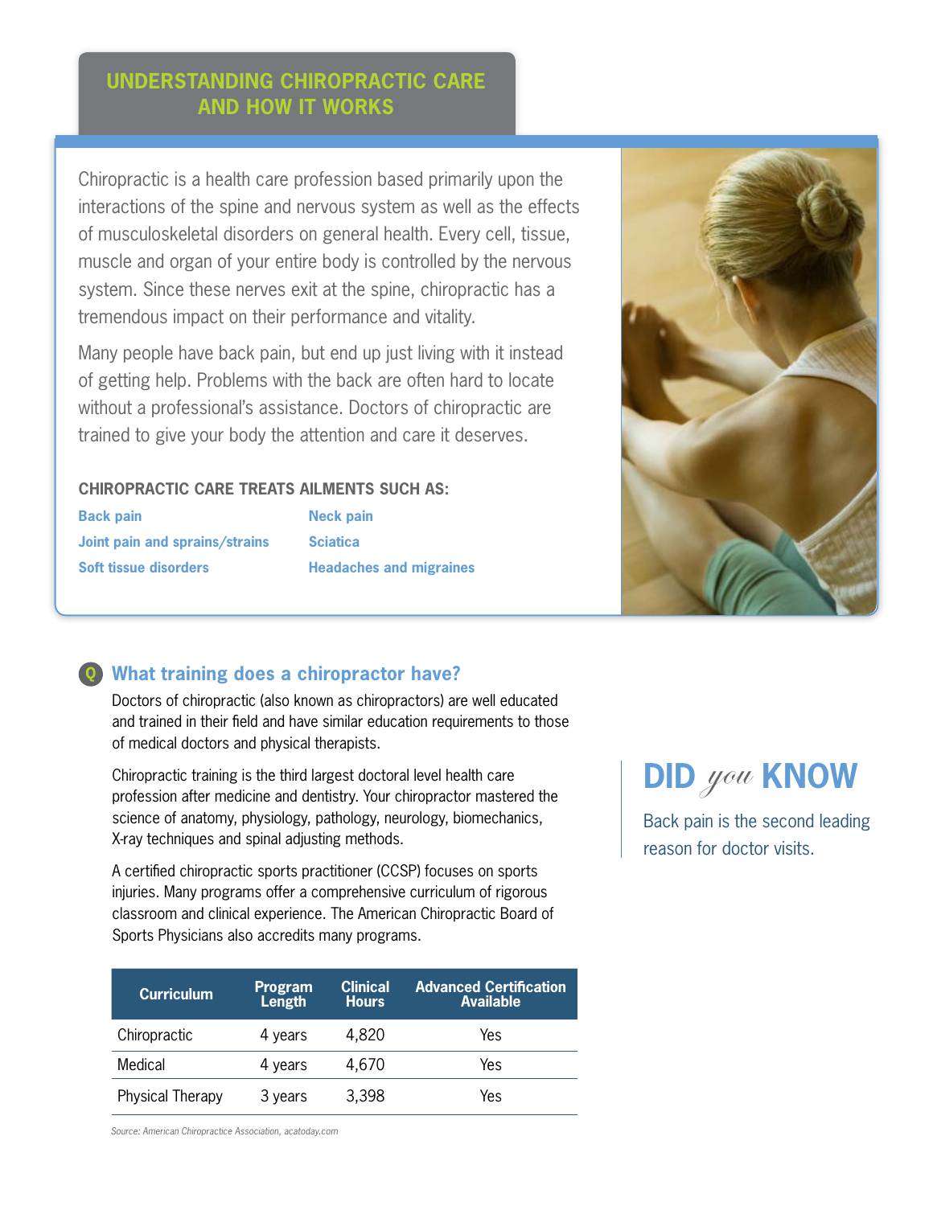# UNDERSTANDING CHIROPRACTIC CARE AND HOW IT WORKS

Chiropractic is a health care profession based primarily upon the interactions of the spine and nervous system as well as the effects of musculoskeletal disorders on general health. Every cell, tissue, muscle and organ of your entire body is controlled by the nervous system. Since these nerves exit at the spine, chiropractic has a tremendous impact on their performance and vitality.

Many people have back pain, but end up just living with it instead of getting help. Problems with the back are often hard to locate without a professional's assistance. Doctors of chiropractic are trained to give your body the attention and care it deserves.

### CHIROPRACTIC CARE TREATS AILMENTS SUCH AS:

- **Back pain**
- **Joint pain and sprains/strains**
- **Soft tissue disorders**
- **Neck pain**
- **Sciatica**
- **Headaches and migraines**

## Q What training does a chiropractor have?

Doctors of chiropractic (also known as chiropractors) are well educated and trained in their field and have similar education requirements to those of medical doctors and physical therapists.

Chiropractic training is the third largest doctoral level health care profession after medicine and dentistry. Your chiropractor mastered the science of anatomy, physiology, pathology, neurology, biomechanics, X-ray techniques and spinal adjusting methods.

A certified chiropractic sports practitioner (CCSP) focuses on sports injuries. Many programs offer a comprehensive curriculum of rigorous classroom and clinical experience. The American Chiropractic Board of Sports Physicians also accredits many programs.

| Curriculum | Program Length | Clinical Hours | Advanced Certification Available |
|---|---|---|---|
| Chiropractic | 4 years | 4,820 | Yes |
| Medical | 4 years | 4,670 | Yes |
| Physical Therapy | 3 years | 3,398 | Yes |

*Source: American Chiropractice Association, acatoday.com*

## DID *you* KNOW

Back pain is the second leading reason for doctor visits.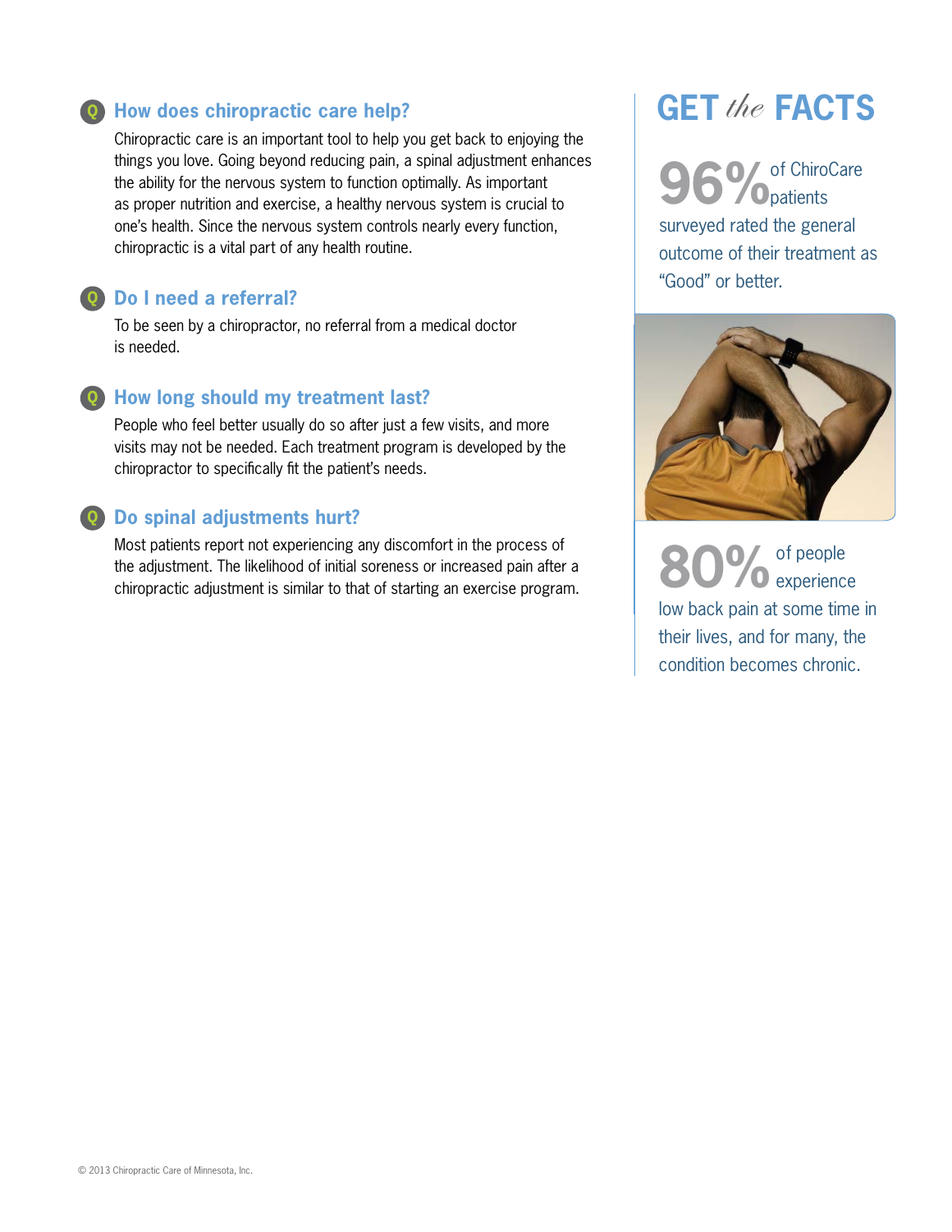## How does chiropractic care help?

Chiropractic care is an important tool to help you get back to enjoying the things you love. Going beyond reducing pain, a spinal adjustment enhances the ability for the nervous system to function optimally. As important as proper nutrition and exercise, a healthy nervous system is crucial to one's health. Since the nervous system controls nearly every function, chiropractic is a vital part of any health routine.

## Do I need a referral?

To be seen by a chiropractor, no referral from a medical doctor is needed.

## How long should my treatment last?

People who feel better usually do so after just a few visits, and more visits may not be needed. Each treatment program is developed by the chiropractor to specifically fit the patient's needs.

## Do spinal adjustments hurt?

Most patients report not experiencing any discomfort in the process of the adjustment. The likelihood of initial soreness or increased pain after a chiropractic adjustment is similar to that of starting an exercise program.

# GET *the* FACTS

**96%** of ChiroCare patients surveyed rated the general outcome of their treatment as "Good" or better.

**80%** of people experience low back pain at some time in their lives, and for many, the condition becomes chronic.

© 2013 Chiropractic Care of Minnesota, Inc.